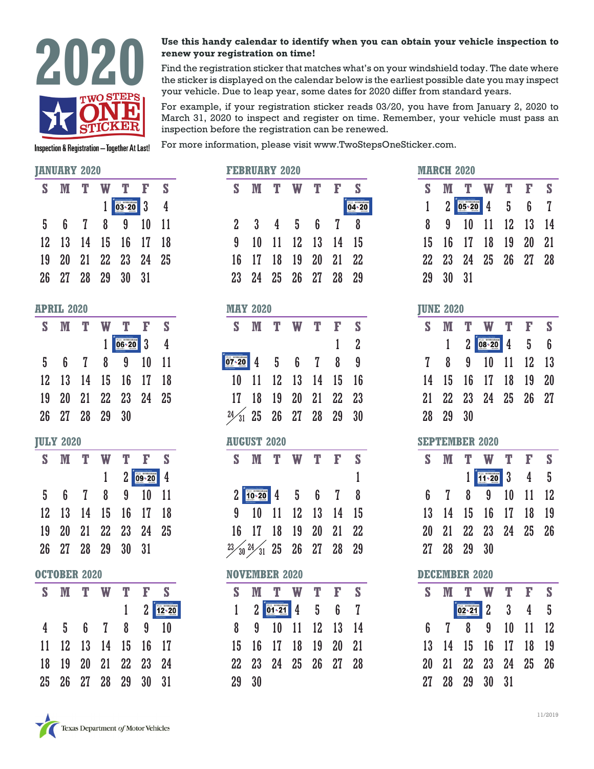# 2020

**TWO STEPS ONE STICKER**

Inspection & Registration—Together At Last!

**Use this handy calendar to identify when you can obtain your vehicle inspection to renew your registration on time!**

Find the registration sticker that matches what's on your windshield today. The date where the sticker is displayed on the calendar below is the earliest possible date you may inspect your vehicle. Due to leap year, some dates for 2020 differ from standard years.

For example, if your registration sticker reads 03/20, you have from January 2, 2020 to March 31, 2020 to inspect and register on time. Remember, your vehicle must pass an inspection before the registration can be renewed.

For more information, please visit www.TwoStepsOneSticker.com.

## JANUARY 2020

| S | M | T | W | T | F | S |
|---|---|---|---|---|---|---|
| | | | 1 | 03-20 | 3 | 4 |
| 5 | 6 | 7 | 8 | 9 | 10 | 11 |
| 12 | 13 | 14 | 15 | 16 | 17 | 18 |
| 19 | 20 | 21 | 22 | 23 | 24 | 25 |
| 26 | 27 | 28 | 29 | 30 | 31 | |

## FEBRUARY 2020

| S | M | T | W | T | F | S |
|---|---|---|---|---|---|---|
| | | | | | | 04-20 |
| 2 | 3 | 4 | 5 | 6 | 7 | 8 |
| 9 | 10 | 11 | 12 | 13 | 14 | 15 |
| 16 | 17 | 18 | 19 | 20 | 21 | 22 |
| 23 | 24 | 25 | 26 | 27 | 28 | 29 |

## MARCH 2020

| S | M | T | W | T | F | S |
|---|---|---|---|---|---|---|
| 1 | 2 | 05-20 | 4 | 5 | 6 | 7 |
| 8 | 9 | 10 | 11 | 12 | 13 | 14 |
| 15 | 16 | 17 | 18 | 19 | 20 | 21 |
| 22 | 23 | 24 | 25 | 26 | 27 | 28 |
| 29 | 30 | 31 | | | | |

## APRIL 2020

| S | M | T | W | T | F | S |
|---|---|---|---|---|---|---|
| | | | 1 | 06-20 | 3 | 4 |
| 5 | 6 | 7 | 8 | 9 | 10 | 11 |
| 12 | 13 | 14 | 15 | 16 | 17 | 18 |
| 19 | 20 | 21 | 22 | 23 | 24 | 25 |
| 26 | 27 | 28 | 29 | 30 | | |

## MAY 2020

| S | M | T | W | T | F | S |
|---|---|---|---|---|---|---|
| | | | | | 1 | 2 |
| 07-20 | 4 | 5 | 6 | 7 | 8 | 9 |
| 10 | 11 | 12 | 13 | 14 | 15 | 16 |
| 17 | 18 | 19 | 20 | 21 | 22 | 23 |
| 24/31 | 25 | 26 | 27 | 28 | 29 | 30 |

## JUNE 2020

| S | M | T | W | T | F | S |
|---|---|---|---|---|---|---|
| | 1 | 2 | 08-20 | 4 | 5 | 6 |
| 7 | 8 | 9 | 10 | 11 | 12 | 13 |
| 14 | 15 | 16 | 17 | 18 | 19 | 20 |
| 21 | 22 | 23 | 24 | 25 | 26 | 27 |
| 28 | 29 | 30 | | | | |

## JULY 2020

| S | M | T | W | T | F | S |
|---|---|---|---|---|---|---|
| | | | 1 | 2 | 09-20 | 4 |
| 5 | 6 | 7 | 8 | 9 | 10 | 11 |
| 12 | 13 | 14 | 15 | 16 | 17 | 18 |
| 19 | 20 | 21 | 22 | 23 | 24 | 25 |
| 26 | 27 | 28 | 29 | 30 | 31 | |

## AUGUST 2020

| S | M | T | W | T | F | S |
|---|---|---|---|---|---|---|
| | | | | | | 1 |
| 2 | 10-20 | 4 | 5 | 6 | 7 | 8 |
| 9 | 10 | 11 | 12 | 13 | 14 | 15 |
| 16 | 17 | 18 | 19 | 20 | 21 | 22 |
| 23/30 | 24/31 | 25 | 26 | 27 | 28 | 29 |

## SEPTEMBER 2020

| S | M | T | W | T | F | S |
|---|---|---|---|---|---|---|
| | | 1 | 11-20 | 3 | 4 | 5 |
| 6 | 7 | 8 | 9 | 10 | 11 | 12 |
| 13 | 14 | 15 | 16 | 17 | 18 | 19 |
| 20 | 21 | 22 | 23 | 24 | 25 | 26 |
| 27 | 28 | 29 | 30 | | | |

## OCTOBER 2020

| S | M | T | W | T | F | S |
|---|---|---|---|---|---|---|
| | | | | 1 | 2 | 12-20 |
| 4 | 5 | 6 | 7 | 8 | 9 | 10 |
| 11 | 12 | 13 | 14 | 15 | 16 | 17 |
| 18 | 19 | 20 | 21 | 22 | 23 | 24 |
| 25 | 26 | 27 | 28 | 29 | 30 | 31 |

## NOVEMBER 2020

| S | M | T | W | T | F | S |
|---|---|---|---|---|---|---|
| 1 | 2 | 01-21 | 4 | 5 | 6 | 7 |
| 8 | 9 | 10 | 11 | 12 | 13 | 14 |
| 15 | 16 | 17 | 18 | 19 | 20 | 21 |
| 22 | 23 | 24 | 25 | 26 | 27 | 28 |
| 29 | 30 | | | | | |

## DECEMBER 2020

| S | M | T | W | T | F | S |
|---|---|---|---|---|---|---|
| | | 02-21 | 2 | 3 | 4 | 5 |
| 6 | 7 | 8 | 9 | 10 | 11 | 12 |
| 13 | 14 | 15 | 16 | 17 | 18 | 19 |
| 20 | 21 | 22 | 23 | 24 | 25 | 26 |
| 27 | 28 | 29 | 30 | 31 | | |

Texas Department of Motor Vehicles

11/2019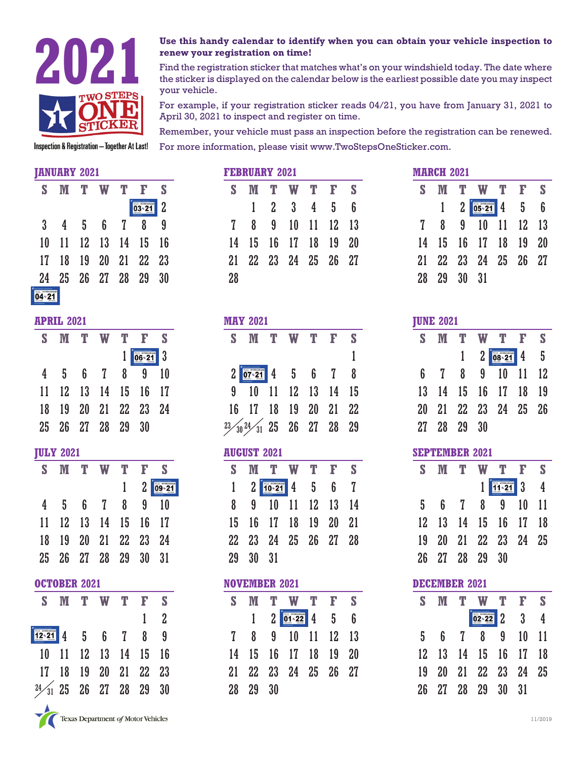# 2021

TWO STEPS ONE STICKER

Inspection & Registration – Together At Last!

**Use this handy calendar to identify when you can obtain your vehicle inspection to renew your registration on time!**

Find the registration sticker that matches what's on your windshield today. The date where the sticker is displayed on the calendar below is the earliest possible date you may inspect your vehicle.

For example, if your registration sticker reads 04/21, you have from January 31, 2021 to April 30, 2021 to inspect and register on time.

Remember, your vehicle must pass an inspection before the registration can be renewed.

For more information, please visit www.TwoStepsOneSticker.com.

## JANUARY 2021

| S | M | T | W | T | F | S |
|---|---|---|---|---|---|---|
| | | | | | 1 (03-21) | 2 |
| 3 | 4 | 5 | 6 | 7 | 8 | 9 |
| 10 | 11 | 12 | 13 | 14 | 15 | 16 |
| 17 | 18 | 19 | 20 | 21 | 22 | 23 |
| 24 | 25 | 26 | 27 | 28 | 29 | 30 |
| 31 (04-21) | | | | | | |

## FEBRUARY 2021

| S | M | T | W | T | F | S |
|---|---|---|---|---|---|---|
| | 1 | 2 | 3 | 4 | 5 | 6 |
| 7 | 8 | 9 | 10 | 11 | 12 | 13 |
| 14 | 15 | 16 | 17 | 18 | 19 | 20 |
| 21 | 22 | 23 | 24 | 25 | 26 | 27 |
| 28 | | | | | | |

## MARCH 2021

| S | M | T | W | T | F | S |
|---|---|---|---|---|---|---|
| | 1 | 2 | 3 (05-21) | 4 | 5 | 6 |
| 7 | 8 | 9 | 10 | 11 | 12 | 13 |
| 14 | 15 | 16 | 17 | 18 | 19 | 20 |
| 21 | 22 | 23 | 24 | 25 | 26 | 27 |
| 28 | 29 | 30 | 31 | | | |

## APRIL 2021

| S | M | T | W | T | F | S |
|---|---|---|---|---|---|---|
| | | | | 1 | 2 (06-21) | 3 |
| 4 | 5 | 6 | 7 | 8 | 9 | 10 |
| 11 | 12 | 13 | 14 | 15 | 16 | 17 |
| 18 | 19 | 20 | 21 | 22 | 23 | 24 |
| 25 | 26 | 27 | 28 | 29 | 30 | |

## MAY 2021

| S | M | T | W | T | F | S |
|---|---|---|---|---|---|---|
| | | | | | | 1 |
| 2 | 3 (07-21) | 4 | 5 | 6 | 7 | 8 |
| 9 | 10 | 11 | 12 | 13 | 14 | 15 |
| 16 | 17 | 18 | 19 | 20 | 21 | 22 |
| 23/30 | 24/31 | 25 | 26 | 27 | 28 | 29 |

## JUNE 2021

| S | M | T | W | T | F | S |
|---|---|---|---|---|---|---|
| | | 1 | 2 | 3 (08-21) | 4 | 5 |
| 6 | 7 | 8 | 9 | 10 | 11 | 12 |
| 13 | 14 | 15 | 16 | 17 | 18 | 19 |
| 20 | 21 | 22 | 23 | 24 | 25 | 26 |
| 27 | 28 | 29 | 30 | | | |

## JULY 2021

| S | M | T | W | T | F | S |
|---|---|---|---|---|---|---|
| | | | | 1 | 2 | 3 (09-21) |
| 4 | 5 | 6 | 7 | 8 | 9 | 10 |
| 11 | 12 | 13 | 14 | 15 | 16 | 17 |
| 18 | 19 | 20 | 21 | 22 | 23 | 24 |
| 25 | 26 | 27 | 28 | 29 | 30 | 31 |

## AUGUST 2021

| S | M | T | W | T | F | S |
|---|---|---|---|---|---|---|
| 1 | 2 | 3 (10-21) | 4 | 5 | 6 | 7 |
| 8 | 9 | 10 | 11 | 12 | 13 | 14 |
| 15 | 16 | 17 | 18 | 19 | 20 | 21 |
| 22 | 23 | 24 | 25 | 26 | 27 | 28 |
| 29 | 30 | 31 | | | | |

## SEPTEMBER 2021

| S | M | T | W | T | F | S |
|---|---|---|---|---|---|---|
| | | | 1 | 2 (11-21) | 3 | 4 |
| 5 | 6 | 7 | 8 | 9 | 10 | 11 |
| 12 | 13 | 14 | 15 | 16 | 17 | 18 |
| 19 | 20 | 21 | 22 | 23 | 24 | 25 |
| 26 | 27 | 28 | 29 | 30 | | |

## OCTOBER 2021

| S | M | T | W | T | F | S |
|---|---|---|---|---|---|---|
| | | | | | 1 | 2 |
| 3 (12-21) | 4 | 5 | 6 | 7 | 8 | 9 |
| 10 | 11 | 12 | 13 | 14 | 15 | 16 |
| 17 | 18 | 19 | 20 | 21 | 22 | 23 |
| 24/31 | 25 | 26 | 27 | 28 | 29 | 30 |

## NOVEMBER 2021

| S | M | T | W | T | F | S |
|---|---|---|---|---|---|---|
| | 1 | 2 | 3 (01-22) | 4 | 5 | 6 |
| 7 | 8 | 9 | 10 | 11 | 12 | 13 |
| 14 | 15 | 16 | 17 | 18 | 19 | 20 |
| 21 | 22 | 23 | 24 | 25 | 26 | 27 |
| 28 | 29 | 30 | | | | |

## DECEMBER 2021

| S | M | T | W | T | F | S |
|---|---|---|---|---|---|---|
| | | | 1 (02-22) | 2 | 3 | 4 |
| 5 | 6 | 7 | 8 | 9 | 10 | 11 |
| 12 | 13 | 14 | 15 | 16 | 17 | 18 |
| 19 | 20 | 21 | 22 | 23 | 24 | 25 |
| 26 | 27 | 28 | 29 | 30 | 31 | |

Texas Department of Motor Vehicles

11/2019